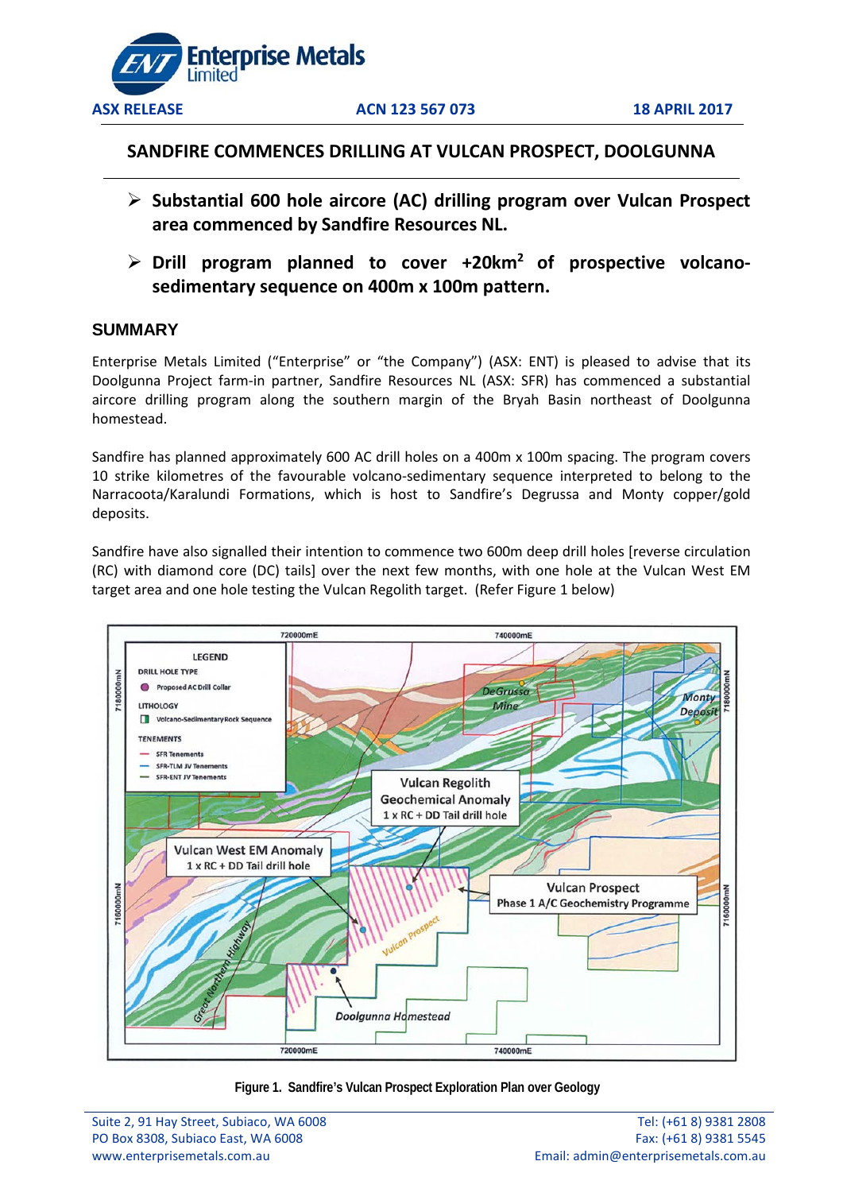Enterprise Metals Limited

**ASX RELEASE** **ACN 123 567 073** **18 APRIL 2017**

# SANDFIRE COMMENCES DRILLING AT VULCAN PROSPECT, DOOLGUNNA

- **Substantial 600 hole aircore (AC) drilling program over Vulcan Prospect area commenced by Sandfire Resources NL.**
- **Drill program planned to cover +20km$^2$ of prospective volcano-sedimentary sequence on 400m x 100m pattern.**

## SUMMARY

Enterprise Metals Limited ("Enterprise" or "the Company") (ASX: ENT) is pleased to advise that its Doolgunna Project farm-in partner, Sandfire Resources NL (ASX: SFR) has commenced a substantial aircore drilling program along the southern margin of the Bryah Basin northeast of Doolgunna homestead.

Sandfire has planned approximately 600 AC drill holes on a 400m x 100m spacing. The program covers 10 strike kilometres of the favourable volcano-sedimentary sequence interpreted to belong to the Narracoota/Karalundi Formations, which is host to Sandfire's Degrussa and Monty copper/gold deposits.

Sandfire have also signalled their intention to commence two 600m deep drill holes [reverse circulation (RC) with diamond core (DC) tails] over the next few months, with one hole at the Vulcan West EM target area and one hole testing the Vulcan Regolith target. (Refer Figure 1 below)

**Figure 1. Sandfire's Vulcan Prospect Exploration Plan over Geology**

Suite 2, 91 Hay Street, Subiaco, WA 6008
PO Box 8308, Subiaco East, WA 6008
www.enterprisemetals.com.au

Tel: (+61 8) 9381 2808
Fax: (+61 8) 9381 5545
Email: admin@enterprisemetals.com.au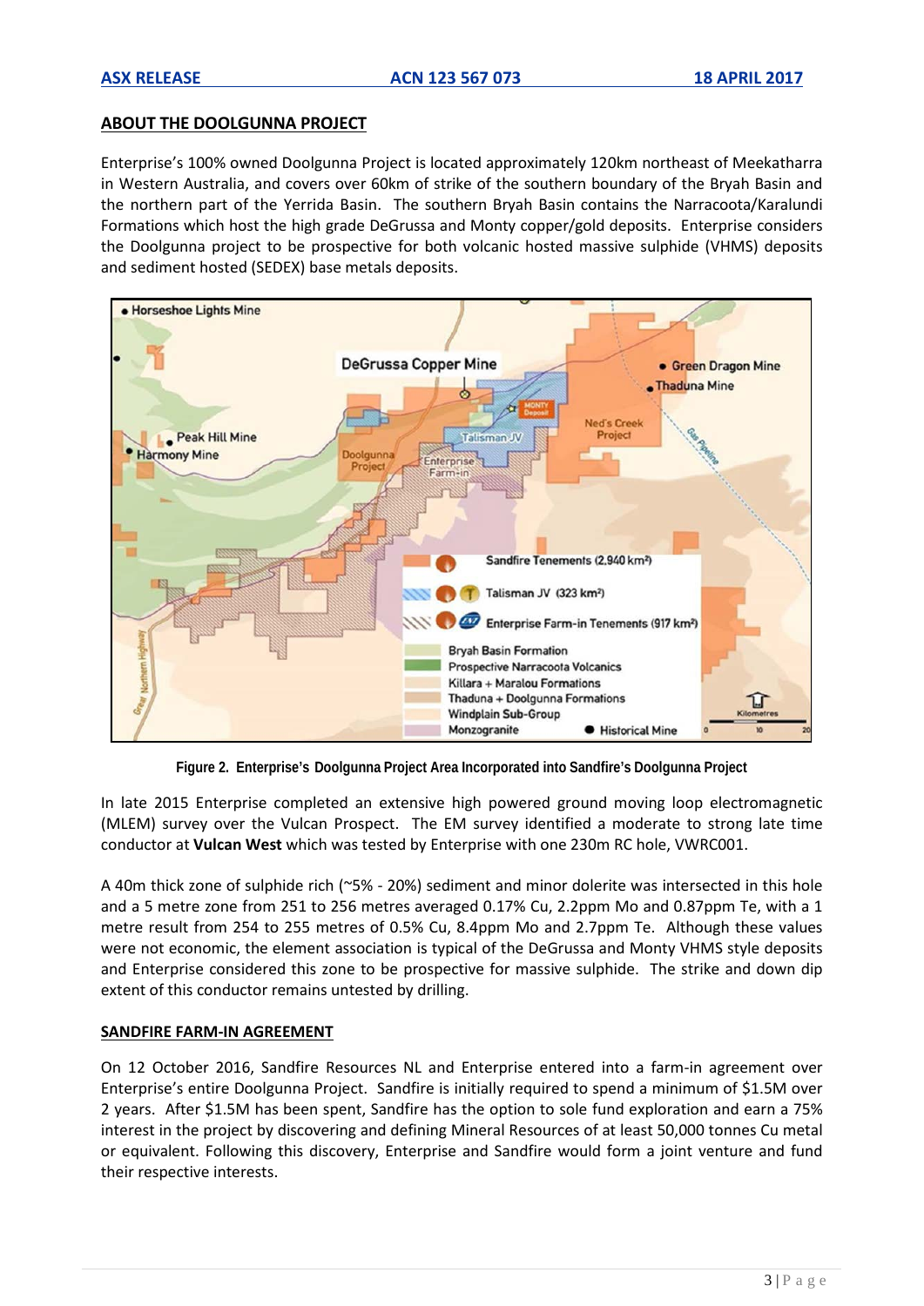## ABOUT THE DOOLGUNNA PROJECT

Enterprise's 100% owned Doolgunna Project is located approximately 120km northeast of Meekatharra in Western Australia, and covers over 60km of strike of the southern boundary of the Bryah Basin and the northern part of the Yerrida Basin. The southern Bryah Basin contains the Narracoota/Karalundi Formations which host the high grade DeGrussa and Monty copper/gold deposits. Enterprise considers the Doolgunna project to be prospective for both volcanic hosted massive sulphide (VHMS) deposits and sediment hosted (SEDEX) base metals deposits.

**Figure 2. Enterprise's Doolgunna Project Area Incorporated into Sandfire's Doolgunna Project**

In late 2015 Enterprise completed an extensive high powered ground moving loop electromagnetic (MLEM) survey over the Vulcan Prospect. The EM survey identified a moderate to strong late time conductor at **Vulcan West** which was tested by Enterprise with one 230m RC hole, VWRC001.

A 40m thick zone of sulphide rich (~5% - 20%) sediment and minor dolerite was intersected in this hole and a 5 metre zone from 251 to 256 metres averaged 0.17% Cu, 2.2ppm Mo and 0.87ppm Te, with a 1 metre result from 254 to 255 metres of 0.5% Cu, 8.4ppm Mo and 2.7ppm Te. Although these values were not economic, the element association is typical of the DeGrussa and Monty VHMS style deposits and Enterprise considered this zone to be prospective for massive sulphide. The strike and down dip extent of this conductor remains untested by drilling.

## SANDFIRE FARM-IN AGREEMENT

On 12 October 2016, Sandfire Resources NL and Enterprise entered into a farm-in agreement over Enterprise's entire Doolgunna Project. Sandfire is initially required to spend a minimum of $1.5M over 2 years. After $1.5M has been spent, Sandfire has the option to sole fund exploration and earn a 75% interest in the project by discovering and defining Mineral Resources of at least 50,000 tonnes Cu metal or equivalent. Following this discovery, Enterprise and Sandfire would form a joint venture and fund their respective interests.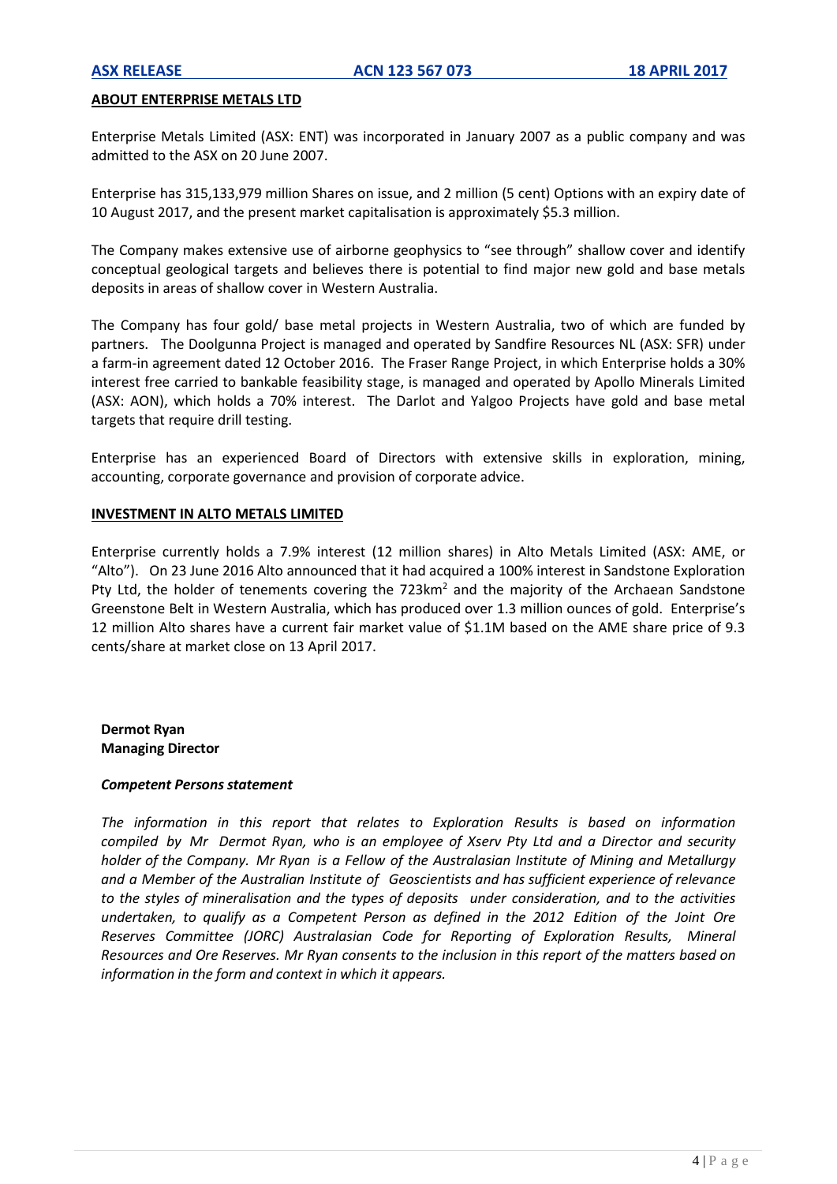## ABOUT ENTERPRISE METALS LTD

Enterprise Metals Limited (ASX: ENT) was incorporated in January 2007 as a public company and was admitted to the ASX on 20 June 2007.

Enterprise has 315,133,979 million Shares on issue, and 2 million (5 cent) Options with an expiry date of 10 August 2017, and the present market capitalisation is approximately $5.3 million.

The Company makes extensive use of airborne geophysics to "see through" shallow cover and identify conceptual geological targets and believes there is potential to find major new gold and base metals deposits in areas of shallow cover in Western Australia.

The Company has four gold/ base metal projects in Western Australia, two of which are funded by partners. The Doolgunna Project is managed and operated by Sandfire Resources NL (ASX: SFR) under a farm-in agreement dated 12 October 2016. The Fraser Range Project, in which Enterprise holds a 30% interest free carried to bankable feasibility stage, is managed and operated by Apollo Minerals Limited (ASX: AON), which holds a 70% interest. The Darlot and Yalgoo Projects have gold and base metal targets that require drill testing.

Enterprise has an experienced Board of Directors with extensive skills in exploration, mining, accounting, corporate governance and provision of corporate advice.

## INVESTMENT IN ALTO METALS LIMITED

Enterprise currently holds a 7.9% interest (12 million shares) in Alto Metals Limited (ASX: AME, or "Alto"). On 23 June 2016 Alto announced that it had acquired a 100% interest in Sandstone Exploration Pty Ltd, the holder of tenements covering the 723km$^2$ and the majority of the Archaean Sandstone Greenstone Belt in Western Australia, which has produced over 1.3 million ounces of gold. Enterprise's 12 million Alto shares have a current fair market value of $1.1M based on the AME share price of 9.3 cents/share at market close on 13 April 2017.

**Dermot Ryan**
**Managing Director**

***Competent Persons statement***

*The information in this report that relates to Exploration Results is based on information compiled by Mr Dermot Ryan, who is an employee of Xserv Pty Ltd and a Director and security holder of the Company. Mr Ryan is a Fellow of the Australasian Institute of Mining and Metallurgy and a Member of the Australian Institute of Geoscientists and has sufficient experience of relevance to the styles of mineralisation and the types of deposits under consideration, and to the activities undertaken, to qualify as a Competent Person as defined in the 2012 Edition of the Joint Ore Reserves Committee (JORC) Australasian Code for Reporting of Exploration Results, Mineral Resources and Ore Reserves. Mr Ryan consents to the inclusion in this report of the matters based on information in the form and context in which it appears.*